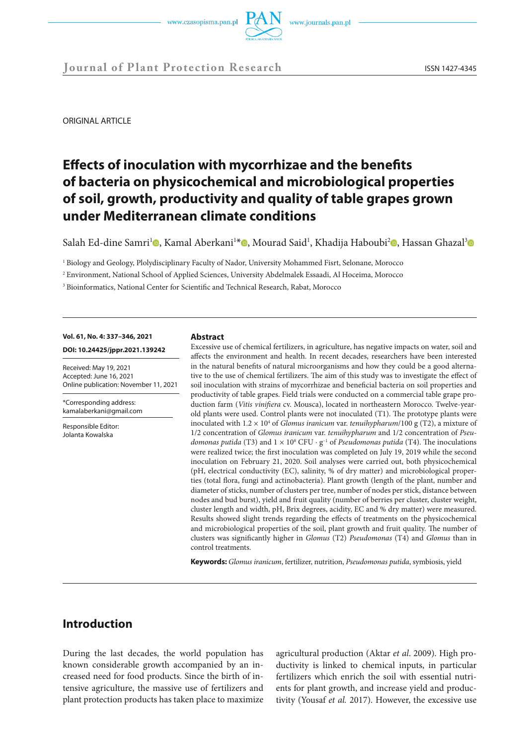ORIGINAL ARTICLE

# Effects of inoculation with mycorrhizae and the benefits of bacteria on physicochemical and microbiological properties of soil, growth, productivity and quality of table grapes grown under Mediterranean climate conditions

Salah Ed-dine Samri[1], Kamal Aberkani[1]*, Mourad Said[1], Khadija Haboubi[2], Hassan Ghazal[3]

[1] Biology and Geology, Plolydisciplinary Faculty of Nador, University Mohammed Fisrt, Selonane, Morocco

[2] Environment, National School of Applied Sciences, University Abdelmalek Essaadi, Al Hoceima, Morocco

[3] Bioinformatics, National Center for Scientific and Technical Research, Rabat, Morocco

**Vol. 61, No. 4: 337–346, 2021**

**DOI: 10.24425/jppr.2021.139242**

Received: May 19, 2021
Accepted: June 16, 2021
Online publication: November 11, 2021

*Corresponding address:
kamalaberkani@gmail.com

Responsible Editor:
Jolanta Kowalska

## Abstract

Excessive use of chemical fertilizers, in agriculture, has negative impacts on water, soil and affects the environment and health. In recent decades, researchers have been interested in the natural benefits of natural microorganisms and how they could be a good alternative to the use of chemical fertilizers. The aim of this study was to investigate the effect of soil inoculation with strains of mycorrhizae and beneficial bacteria on soil properties and productivity of table grapes. Field trials were conducted on a commercial table grape production farm (*Vitis vinifiera* cv. Mousca), located in northeastern Morocco. Twelve-year-old plants were used. Control plants were not inoculated (T1). The prototype plants were inoculated with $1.2 \times 10^4$ of *Glomus iranicum* var. *tenuihypharum*/100 g (T2), a mixture of 1/2 concentration of *Glomus iranicum* var. *tenuihypharum* and 1/2 concentration of *Pseudomonas putida* (T3) and $1 \times 10^8$ CFU · g$^{-1}$ of *Pseudomonas putida* (T4). The inoculations were realized twice; the first inoculation was completed on July 19, 2019 while the second inoculation on February 21, 2020. Soil analyses were carried out, both physicochemical (pH, electrical conductivity (EC), salinity, % of dry matter) and microbiological properties (total flora, fungi and actinobacteria). Plant growth (length of the plant, number and diameter of sticks, number of clusters per tree, number of nodes per stick, distance between nodes and bud burst), yield and fruit quality (number of berries per cluster, cluster weight, cluster length and width, pH, Brix degrees, acidity, EC and % dry matter) were measured. Results showed slight trends regarding the effects of treatments on the physicochemical and microbiological properties of the soil, plant growth and fruit quality. The number of clusters was significantly higher in *Glomus* (T2) *Pseudomonas* (T4) and *Glomus* than in control treatments.

**Keywords:** *Glomus iranicum*, fertilizer, nutrition, *Pseudomonas putida*, symbiosis, yield

## Introduction

During the last decades, the world population has known considerable growth accompanied by an increased need for food products. Since the birth of intensive agriculture, the massive use of fertilizers and plant protection products has taken place to maximize agricultural production (Aktar *et al*. 2009). High productivity is linked to chemical inputs, in particular fertilizers which enrich the soil with essential nutrients for plant growth, and increase yield and productivity (Yousaf *et al.* 2017). However, the excessive use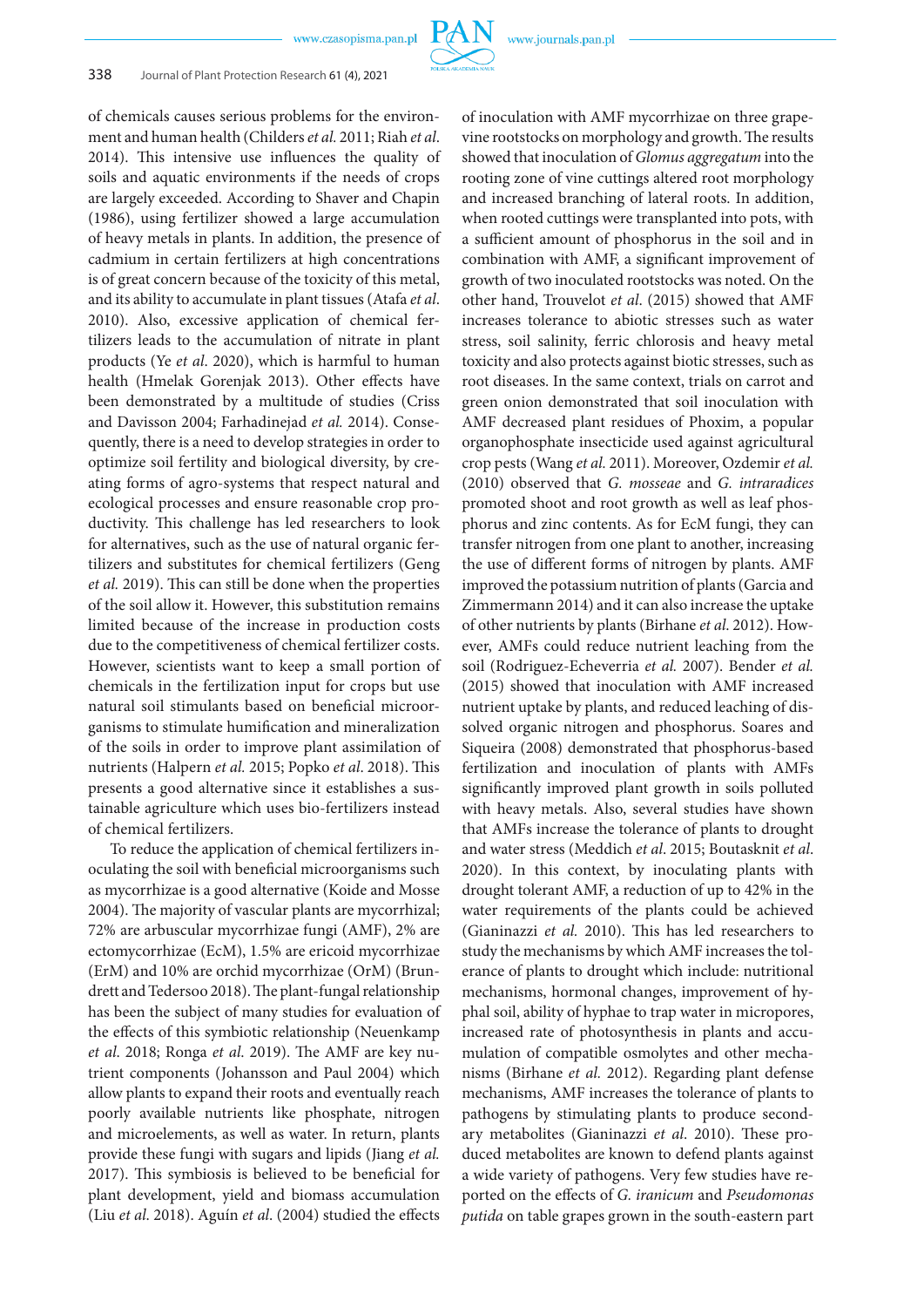of chemicals causes serious problems for the environment and human health (Childers *et al.* 2011; Riah *et al.* 2014). This intensive use influences the quality of soils and aquatic environments if the needs of crops are largely exceeded. According to Shaver and Chapin (1986), using fertilizer showed a large accumulation of heavy metals in plants. In addition, the presence of cadmium in certain fertilizers at high concentrations is of great concern because of the toxicity of this metal, and its ability to accumulate in plant tissues (Atafa *et al.* 2010). Also, excessive application of chemical fertilizers leads to the accumulation of nitrate in plant products (Ye *et al.* 2020), which is harmful to human health (Hmelak Gorenjak 2013). Other effects have been demonstrated by a multitude of studies (Criss and Davisson 2004; Farhadinejad *et al.* 2014). Consequently, there is a need to develop strategies in order to optimize soil fertility and biological diversity, by creating forms of agro-systems that respect natural and ecological processes and ensure reasonable crop productivity. This challenge has led researchers to look for alternatives, such as the use of natural organic fertilizers and substitutes for chemical fertilizers (Geng *et al.* 2019). This can still be done when the properties of the soil allow it. However, this substitution remains limited because of the increase in production costs due to the competitiveness of chemical fertilizer costs. However, scientists want to keep a small portion of chemicals in the fertilization input for crops but use natural soil stimulants based on beneficial microorganisms to stimulate humification and mineralization of the soils in order to improve plant assimilation of nutrients (Halpern *et al.* 2015; Popko *et al.* 2018). This presents a good alternative since it establishes a sustainable agriculture which uses bio-fertilizers instead of chemical fertilizers.

To reduce the application of chemical fertilizers inoculating the soil with beneficial microorganisms such as mycorrhizae is a good alternative (Koide and Mosse 2004). The majority of vascular plants are mycorrhizal; 72% are arbuscular mycorrhizae fungi (AMF), 2% are ectomycorrhizae (EcM), 1.5% are ericoid mycorrhizae (ErM) and 10% are orchid mycorrhizae (OrM) (Brundrett and Tedersoo 2018). The plant-fungal relationship has been the subject of many studies for evaluation of the effects of this symbiotic relationship (Neuenkamp *et al.* 2018; Ronga *et al.* 2019). The AMF are key nutrient components (Johansson and Paul 2004) which allow plants to expand their roots and eventually reach poorly available nutrients like phosphate, nitrogen and microelements, as well as water. In return, plants provide these fungi with sugars and lipids (Jiang *et al.* 2017). This symbiosis is believed to be beneficial for plant development, yield and biomass accumulation (Liu *et al.* 2018). Aguín *et al.* (2004) studied the effects of inoculation with AMF mycorrhizae on three grapevine rootstocks on morphology and growth. The results showed that inoculation of *Glomus aggregatum* into the rooting zone of vine cuttings altered root morphology and increased branching of lateral roots. In addition, when rooted cuttings were transplanted into pots, with a sufficient amount of phosphorus in the soil and in combination with AMF, a significant improvement of growth of two inoculated rootstocks was noted. On the other hand, Trouvelot *et al.* (2015) showed that AMF increases tolerance to abiotic stresses such as water stress, soil salinity, ferric chlorosis and heavy metal toxicity and also protects against biotic stresses, such as root diseases. In the same context, trials on carrot and green onion demonstrated that soil inoculation with AMF decreased plant residues of Phoxim, a popular organophosphate insecticide used against agricultural crop pests (Wang *et al.* 2011). Moreover, Ozdemir *et al.* (2010) observed that *G. mosseae* and *G. intraradices* promoted shoot and root growth as well as leaf phosphorus and zinc contents. As for EcM fungi, they can transfer nitrogen from one plant to another, increasing the use of different forms of nitrogen by plants. AMF improved the potassium nutrition of plants (Garcia and Zimmermann 2014) and it can also increase the uptake of other nutrients by plants (Birhane *et al.* 2012). However, AMFs could reduce nutrient leaching from the soil (Rodriguez-Echeverria *et al.* 2007). Bender *et al.* (2015) showed that inoculation with AMF increased nutrient uptake by plants, and reduced leaching of dissolved organic nitrogen and phosphorus. Soares and Siqueira (2008) demonstrated that phosphorus-based fertilization and inoculation of plants with AMFs significantly improved plant growth in soils polluted with heavy metals. Also, several studies have shown that AMFs increase the tolerance of plants to drought and water stress (Meddich *et al.* 2015; Boutasknit *et al.* 2020). In this context, by inoculating plants with drought tolerant AMF, a reduction of up to 42% in the water requirements of the plants could be achieved (Gianinazzi *et al.* 2010). This has led researchers to study the mechanisms by which AMF increases the tolerance of plants to drought which include: nutritional mechanisms, hormonal changes, improvement of hyphal soil, ability of hyphae to trap water in micropores, increased rate of photosynthesis in plants and accumulation of compatible osmolytes and other mechanisms (Birhane *et al.* 2012). Regarding plant defense mechanisms, AMF increases the tolerance of plants to pathogens by stimulating plants to produce secondary metabolites (Gianinazzi *et al.* 2010). These produced metabolites are known to defend plants against a wide variety of pathogens. Very few studies have reported on the effects of *G. iranicum* and *Pseudomonas putida* on table grapes grown in the south-eastern part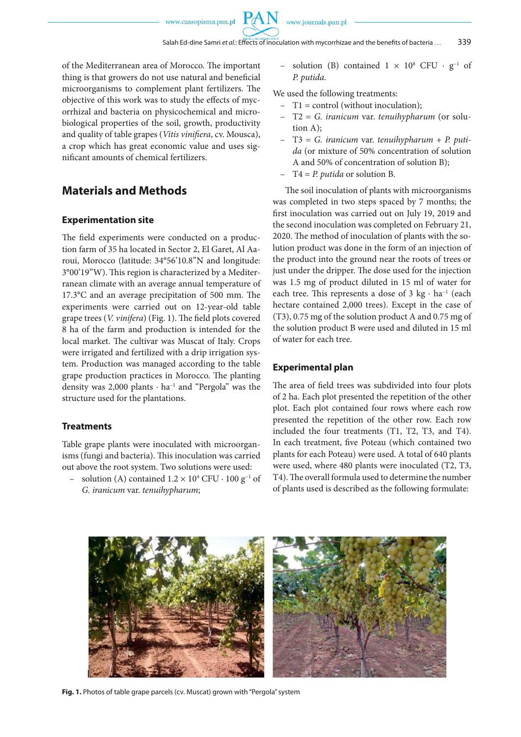of the Mediterranean area of Morocco. The important thing is that growers do not use natural and beneficial microorganisms to complement plant fertilizers. The objective of this work was to study the effects of mycorrhizal and bacteria on physicochemical and microbiological properties of the soil, growth, productivity and quality of table grapes (*Vitis vinifiera*, cv. Mousca), a crop which has great economic value and uses significant amounts of chemical fertilizers.

## Materials and Methods

### Experimentation site

The field experiments were conducted on a production farm of 35 ha located in Sector 2, El Garet, Al Aaroui, Morocco (latitude: 34°56'10.8"N and longitude: 3°00'19"W). This region is characterized by a Mediterranean climate with an average annual temperature of 17.3°C and an average precipitation of 500 mm. The experiments were carried out on 12-year-old table grape trees (*V. vinifera*) (Fig. 1). The field plots covered 8 ha of the farm and production is intended for the local market. The cultivar was Muscat of Italy. Crops were irrigated and fertilized with a drip irrigation system. Production was managed according to the table grape production practices in Morocco. The planting density was 2,000 plants · $ha^{-1}$ and "Pergola" was the structure used for the plantations.

### Treatments

Table grape plants were inoculated with microorganisms (fungi and bacteria). This inoculation was carried out above the root system. Two solutions were used:

- solution (A) contained $1.2 \times 10^4$ CFU · 100 $g^{-1}$ of *G. iranicum* var. *tenuihypharum*;
- solution (B) contained $1 \times 10^8$ CFU · $g^{-1}$ of *P. putida*.

We used the following treatments:

- T1 = control (without inoculation);
- T2 = *G. iranicum* var. *tenuihypharum* (or solution A);
- T3 = *G. iranicum* var. *tenuihypharum* + *P. putida* (or mixture of 50% concentration of solution A and 50% of concentration of solution B);
- T4 = *P. putida* or solution B.

The soil inoculation of plants with microorganisms was completed in two steps spaced by 7 months; the first inoculation was carried out on July 19, 2019 and the second inoculation was completed on February 21, 2020. The method of inoculation of plants with the solution product was done in the form of an injection of the product into the ground near the roots of trees or just under the dripper. The dose used for the injection was 1.5 mg of product diluted in 15 ml of water for each tree. This represents a dose of 3 kg · $ha^{-1}$ (each hectare contained 2,000 trees). Except in the case of (T3), 0.75 mg of the solution product A and 0.75 mg of the solution product B were used and diluted in 15 ml of water for each tree.

### Experimental plan

The area of field trees was subdivided into four plots of 2 ha. Each plot presented the repetition of the other plot. Each plot contained four rows where each row presented the repetition of the other row. Each row included the four treatments (T1, T2, T3, and T4). In each treatment, five Poteau (which contained two plants for each Poteau) were used. A total of 640 plants were used, where 480 plants were inoculated (T2, T3, T4). The overall formula used to determine the number of plants used is described as the following formulate:

**Fig. 1.** Photos of table grape parcels (cv. Muscat) grown with "Pergola" system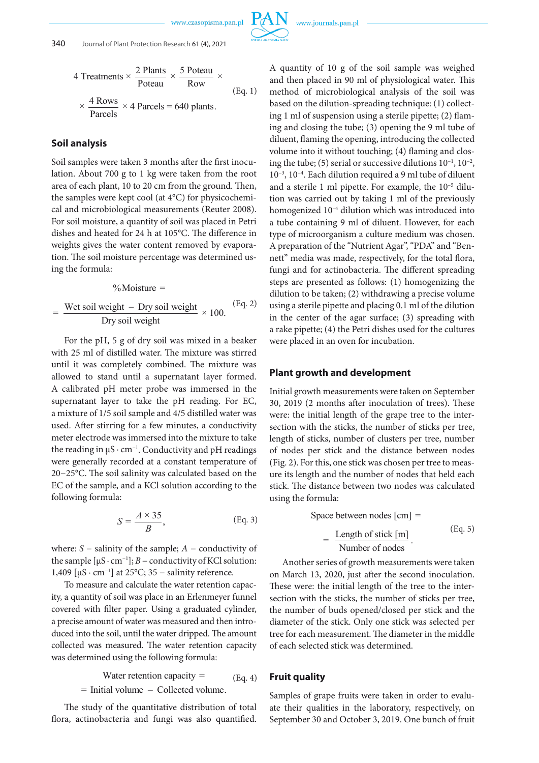$$4\ \text{Treatments} \times \frac{2\ \text{Plants}}{\text{Poteau}} \times \frac{5\ \text{Poteau}}{\text{Row}} \times \frac{4\ \text{Rows}}{\text{Parcels}} \times 4\ \text{Parcels} = 640\ \text{plants}. \qquad \text{(Eq. 1)}$$

## Soil analysis

Soil samples were taken 3 months after the first inoculation. About 700 g to 1 kg were taken from the root area of each plant, 10 to 20 cm from the ground. Then, the samples were kept cool (at 4°C) for physicochemical and microbiological measurements (Reuter 2008). For soil moisture, a quantity of soil was placed in Petri dishes and heated for 24 h at 105°C. The difference in weights gives the water content removed by evaporation. The soil moisture percentage was determined using the formula:

$$\%\text{Moisture} = \frac{\text{Wet soil weight} - \text{Dry soil weight}}{\text{Dry soil weight}} \times 100. \qquad \text{(Eq. 2)}$$

For the pH, 5 g of dry soil was mixed in a beaker with 25 ml of distilled water. The mixture was stirred until it was completely combined. The mixture was allowed to stand until a supernatant layer formed. A calibrated pH meter probe was immersed in the supernatant layer to take the pH reading. For EC, a mixture of 1/5 soil sample and 4/5 distilled water was used. After stirring for a few minutes, a conductivity meter electrode was immersed into the mixture to take the reading in $\mu S \cdot cm^{-1}$. Conductivity and pH readings were generally recorded at a constant temperature of 20–25°C. The soil salinity was calculated based on the EC of the sample, and a KCl solution according to the following formula:

$$S = \frac{A \times 35}{B}, \qquad \text{(Eq. 3)}$$

where: $S$ – salinity of the sample; $A$ – conductivity of the sample [$\mu S \cdot cm^{-1}$]; $B$ – conductivity of KCl solution: 1,409 [$\mu S \cdot cm^{-1}$] at 25°C; 35 – salinity reference.

To measure and calculate the water retention capacity, a quantity of soil was place in an Erlenmeyer funnel covered with filter paper. Using a graduated cylinder, a precise amount of water was measured and then introduced into the soil, until the water dripped. The amount collected was measured. The water retention capacity was determined using the following formula:

$$\text{Water retention capacity} = \text{Initial volume} - \text{Collected volume}. \qquad \text{(Eq. 4)}$$

The study of the quantitative distribution of total flora, actinobacteria and fungi was also quantified. A quantity of 10 g of the soil sample was weighed and then placed in 90 ml of physiological water. This method of microbiological analysis of the soil was based on the dilution-spreading technique: (1) collecting 1 ml of suspension using a sterile pipette; (2) flaming and closing the tube; (3) opening the 9 ml tube of diluent, flaming the opening, introducing the collected volume into it without touching; (4) flaming and closing the tube; (5) serial or successive dilutions $10^{-1}$, $10^{-2}$, $10^{-3}$, $10^{-4}$. Each dilution required a 9 ml tube of diluent and a sterile 1 ml pipette. For example, the $10^{-5}$ dilution was carried out by taking 1 ml of the previously homogenized $10^{-4}$ dilution which was introduced into a tube containing 9 ml of diluent. However, for each type of microorganism a culture medium was chosen. A preparation of the "Nutrient Agar", "PDA" and "Bennett" media was made, respectively, for the total flora, fungi and for actinobacteria. The different spreading steps are presented as follows: (1) homogenizing the dilution to be taken; (2) withdrawing a precise volume using a sterile pipette and placing 0.1 ml of the dilution in the center of the agar surface; (3) spreading with a rake pipette; (4) the Petri dishes used for the cultures were placed in an oven for incubation.

## Plant growth and development

Initial growth measurements were taken on September 30, 2019 (2 months after inoculation of trees). These were: the initial length of the grape tree to the intersection with the sticks, the number of sticks per tree, length of sticks, number of clusters per tree, number of nodes per stick and the distance between nodes (Fig. 2). For this, one stick was chosen per tree to measure its length and the number of nodes that held each stick. The distance between two nodes was calculated using the formula:

$$\text{Space between nodes [cm]} = \frac{\text{Length of stick [m]}}{\text{Number of nodes}}. \qquad \text{(Eq. 5)}$$

Another series of growth measurements were taken on March 13, 2020, just after the second inoculation. These were: the initial length of the tree to the intersection with the sticks, the number of sticks per tree, the number of buds opened/closed per stick and the diameter of the stick. Only one stick was selected per tree for each measurement. The diameter in the middle of each selected stick was determined.

## Fruit quality

Samples of grape fruits were taken in order to evaluate their qualities in the laboratory, respectively, on September 30 and October 3, 2019. One bunch of fruit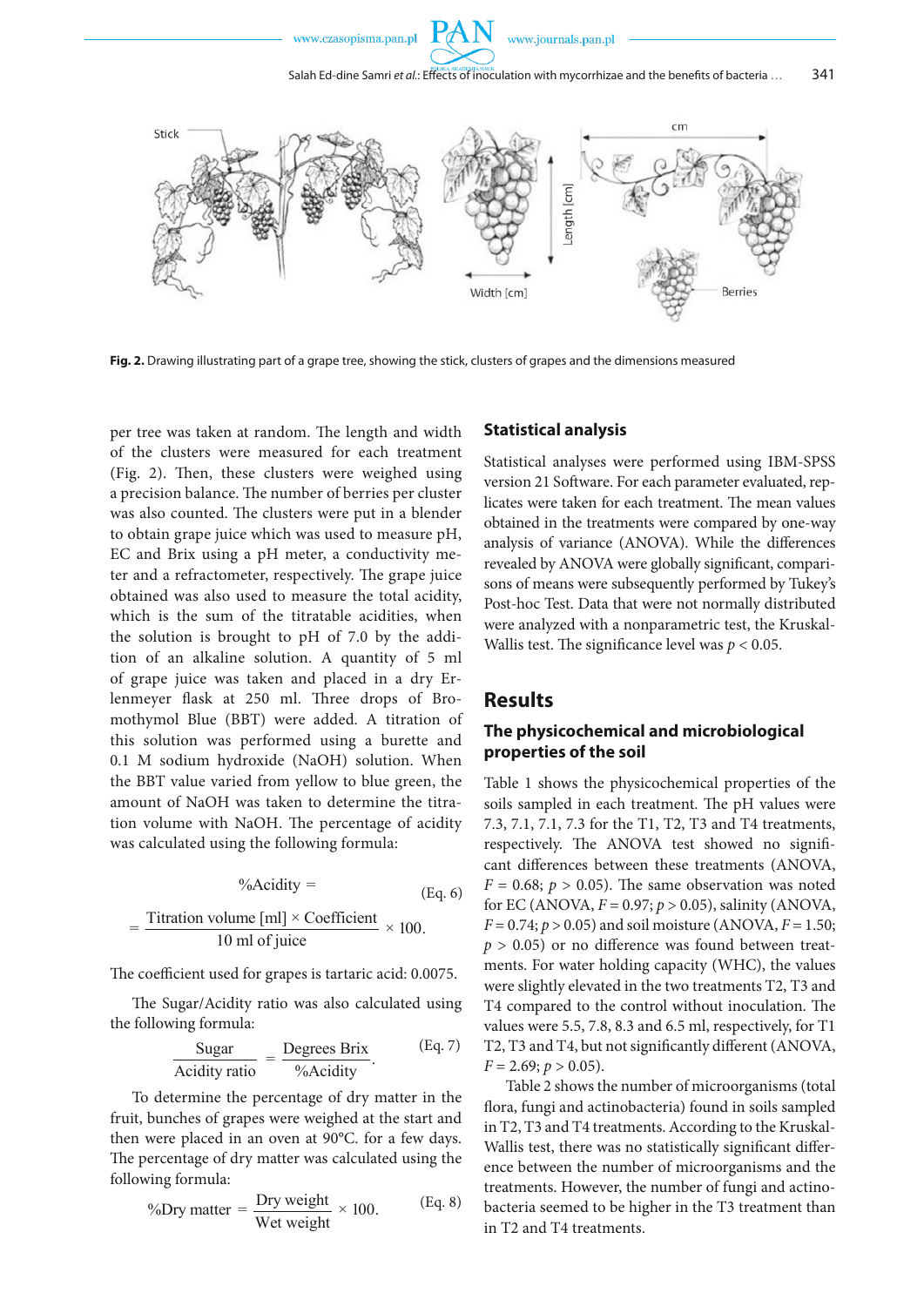Fig. 2. Drawing illustrating part of a grape tree, showing the stick, clusters of grapes and the dimensions measured

per tree was taken at random. The length and width of the clusters were measured for each treatment (Fig. 2). Then, these clusters were weighed using a precision balance. The number of berries per cluster was also counted. The clusters were put in a blender to obtain grape juice which was used to measure pH, EC and Brix using a pH meter, a conductivity meter and a refractometer, respectively. The grape juice obtained was also used to measure the total acidity, which is the sum of the titratable acidities, when the solution is brought to pH of 7.0 by the addition of an alkaline solution. A quantity of 5 ml of grape juice was taken and placed in a dry Erlenmeyer flask at 250 ml. Three drops of Bromothymol Blue (BBT) were added. A titration of this solution was performed using a burette and 0.1 M sodium hydroxide (NaOH) solution. When the BBT value varied from yellow to blue green, the amount of NaOH was taken to determine the titration volume with NaOH. The percentage of acidity was calculated using the following formula:

$$\%\text{Acidity} = \frac{\text{Titration volume [ml]} \times \text{Coefficient}}{10 \text{ ml of juice}} \times 100. \quad \text{(Eq. 6)}$$

The coefficient used for grapes is tartaric acid: 0.0075.

The Sugar/Acidity ratio was also calculated using the following formula:

$$\frac{\text{Sugar}}{\text{Acidity ratio}} = \frac{\text{Degrees Brix}}{\%\text{Acidity}}. \quad \text{(Eq. 7)}$$

To determine the percentage of dry matter in the fruit, bunches of grapes were weighed at the start and then were placed in an oven at 90°C. for a few days. The percentage of dry matter was calculated using the following formula:

$$\%\text{Dry matter} = \frac{\text{Dry weight}}{\text{Wet weight}} \times 100. \quad \text{(Eq. 8)}$$

## Statistical analysis

Statistical analyses were performed using IBM-SPSS version 21 Software. For each parameter evaluated, replicates were taken for each treatment. The mean values obtained in the treatments were compared by one-way analysis of variance (ANOVA). While the differences revealed by ANOVA were globally significant, comparisons of means were subsequently performed by Tukey's Post-hoc Test. Data that were not normally distributed were analyzed with a nonparametric test, the Kruskal-Wallis test. The significance level was $p < 0.05$.

# Results

## The physicochemical and microbiological properties of the soil

Table 1 shows the physicochemical properties of the soils sampled in each treatment. The pH values were 7.3, 7.1, 7.1, 7.3 for the T1, T2, T3 and T4 treatments, respectively. The ANOVA test showed no significant differences between these treatments (ANOVA, $F = 0.68$; $p > 0.05$). The same observation was noted for EC (ANOVA, $F = 0.97$; $p > 0.05$), salinity (ANOVA, $F = 0.74$; $p > 0.05$) and soil moisture (ANOVA, $F = 1.50$; $p > 0.05$) or no difference was found between treatments. For water holding capacity (WHC), the values were slightly elevated in the two treatments T2, T3 and T4 compared to the control without inoculation. The values were 5.5, 7.8, 8.3 and 6.5 ml, respectively, for T1 T2, T3 and T4, but not significantly different (ANOVA, $F = 2.69$; $p > 0.05$).

Table 2 shows the number of microorganisms (total flora, fungi and actinobacteria) found in soils sampled in T2, T3 and T4 treatments. According to the Kruskal-Wallis test, there was no statistically significant difference between the number of microorganisms and the treatments. However, the number of fungi and actinobacteria seemed to be higher in the T3 treatment than in T2 and T4 treatments.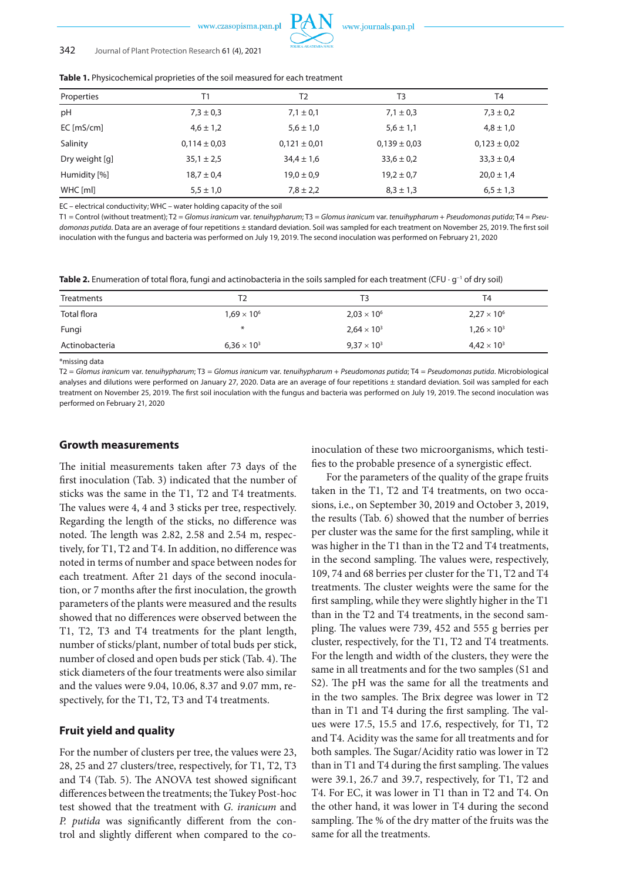**Table 1.** Physicochemical proprieties of the soil measured for each treatment

| Properties | T1 | T2 | T3 | T4 |
|---|---|---|---|---|
| pH | 7,3 ± 0,3 | 7,1 ± 0,1 | 7,1 ± 0,3 | 7,3 ± 0,2 |
| EC [mS/cm] | 4,6 ± 1,2 | 5,6 ± 1,0 | 5,6 ± 1,1 | 4,8 ± 1,0 |
| Salinity | 0,114 ± 0,03 | 0,121 ± 0,01 | 0,139 ± 0,03 | 0,123 ± 0,02 |
| Dry weight [g] | 35,1 ± 2,5 | 34,4 ± 1,6 | 33,6 ± 0,2 | 33,3 ± 0,4 |
| Humidity [%] | 18,7 ± 0,4 | 19,0 ± 0,9 | 19,2 ± 0,7 | 20,0 ± 1,4 |
| WHC [ml] | 5,5 ± 1,0 | 7,8 ± 2,2 | 8,3 ± 1,3 | 6,5 ± 1,3 |

EC – electrical conductivity; WHC – water holding capacity of the soil

T1 = Control (without treatment); T2 = *Glomus iranicum* var. *tenuihypharum*; T3 = *Glomus iranicum* var. *tenuihypharum* + *Pseudomonas putida*; T4 = *Pseudomonas putida*. Data are an average of four repetitions ± standard deviation. Soil was sampled for each treatment on November 25, 2019. The first soil inoculation with the fungus and bacteria was performed on July 19, 2019. The second inoculation was performed on February 21, 2020

**Table 2.** Enumeration of total flora, fungi and actinobacteria in the soils sampled for each treatment (CFU · $g^{-1}$ of dry soil)

| Treatments | T2 | T3 | T4 |
|---|---|---|---|
| Total flora | $1,69 \times 10^6$ | $2,03 \times 10^6$ | $2,27 \times 10^6$ |
| Fungi | * | $2,64 \times 10^3$ | $1,26 \times 10^3$ |
| Actinobacteria | $6,36 \times 10^3$ | $9,37 \times 10^3$ | $4,42 \times 10^3$ |

*missing data

T2 = *Glomus iranicum* var. *tenuihypharum*; T3 = *Glomus iranicum* var. *tenuihypharum* + *Pseudomonas putida*; T4 = *Pseudomonas putida*. Microbiological analyses and dilutions were performed on January 27, 2020. Data are an average of four repetitions ± standard deviation. Soil was sampled for each treatment on November 25, 2019. The first soil inoculation with the fungus and bacteria was performed on July 19, 2019. The second inoculation was performed on February 21, 2020

### Growth measurements

The initial measurements taken after 73 days of the first inoculation (Tab. 3) indicated that the number of sticks was the same in the T1, T2 and T4 treatments. The values were 4, 4 and 3 sticks per tree, respectively. Regarding the length of the sticks, no difference was noted. The length was 2.82, 2.58 and 2.54 m, respectively, for T1, T2 and T4. In addition, no difference was noted in terms of number and space between nodes for each treatment. After 21 days of the second inoculation, or 7 months after the first inoculation, the growth parameters of the plants were measured and the results showed that no differences were observed between the T1, T2, T3 and T4 treatments for the plant length, number of sticks/plant, number of total buds per stick, number of closed and open buds per stick (Tab. 4). The stick diameters of the four treatments were also similar and the values were 9.04, 10.06, 8.37 and 9.07 mm, respectively, for the T1, T2, T3 and T4 treatments.

### Fruit yield and quality

For the number of clusters per tree, the values were 23, 28, 25 and 27 clusters/tree, respectively, for T1, T2, T3 and T4 (Tab. 5). The ANOVA test showed significant differences between the treatments; the Tukey Post-hoc test showed that the treatment with *G. iranicum* and *P. putida* was significantly different from the control and slightly different when compared to the co-inoculation of these two microorganisms, which testifies to the probable presence of a synergistic effect.

For the parameters of the quality of the grape fruits taken in the T1, T2 and T4 treatments, on two occasions, i.e., on September 30, 2019 and October 3, 2019, the results (Tab. 6) showed that the number of berries per cluster was the same for the first sampling, while it was higher in the T1 than in the T2 and T4 treatments, in the second sampling. The values were, respectively, 109, 74 and 68 berries per cluster for the T1, T2 and T4 treatments. The cluster weights were the same for the first sampling, while they were slightly higher in the T1 than in the T2 and T4 treatments, in the second sampling. The values were 739, 452 and 555 g berries per cluster, respectively, for the T1, T2 and T4 treatments. For the length and width of the clusters, they were the same in all treatments and for the two samples (S1 and S2). The pH was the same for all the treatments and in the two samples. The Brix degree was lower in T2 than in T1 and T4 during the first sampling. The values were 17.5, 15.5 and 17.6, respectively, for T1, T2 and T4. Acidity was the same for all treatments and for both samples. The Sugar/Acidity ratio was lower in T2 than in T1 and T4 during the first sampling. The values were 39.1, 26.7 and 39.7, respectively, for T1, T2 and T4. For EC, it was lower in T1 than in T2 and T4. On the other hand, it was lower in T4 during the second sampling. The % of the dry matter of the fruits was the same for all the treatments.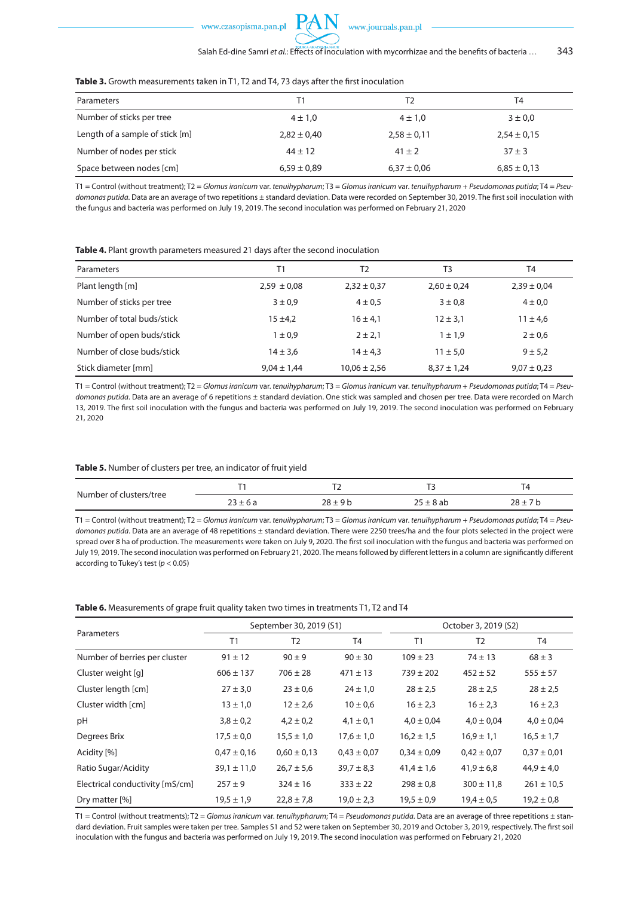**Table 3.** Growth measurements taken in T1, T2 and T4, 73 days after the first inoculation

| Parameters | T1 | T2 | T4 |
|---|---|---|---|
| Number of sticks per tree | 4 ± 1,0 | 4 ± 1,0 | 3 ± 0,0 |
| Length of a sample of stick [m] | 2,82 ± 0,40 | 2,58 ± 0,11 | 2,54 ± 0,15 |
| Number of nodes per stick | 44 ± 12 | 41 ± 2 | 37 ± 3 |
| Space between nodes [cm] | 6,59 ± 0,89 | 6,37 ± 0,06 | 6,85 ± 0,13 |

T1 = Control (without treatment); T2 = *Glomus iranicum* var. *tenuihypharum*; T3 = *Glomus iranicum* var. *tenuihypharum* + *Pseudomonas putida*; T4 = *Pseudomonas putida*. Data are an average of two repetitions ± standard deviation. Data were recorded on September 30, 2019. The first soil inoculation with the fungus and bacteria was performed on July 19, 2019. The second inoculation was performed on February 21, 2020

**Table 4.** Plant growth parameters measured 21 days after the second inoculation

| Parameters | T1 | T2 | T3 | T4 |
|---|---|---|---|---|
| Plant length [m] | 2,59 ± 0,08 | 2,32 ± 0,37 | 2,60 ± 0,24 | 2,39 ± 0,04 |
| Number of sticks per tree | 3 ± 0,9 | 4 ± 0,5 | 3 ± 0,8 | 4 ± 0,0 |
| Number of total buds/stick | 15 ±4,2 | 16 ± 4,1 | 12 ± 3,1 | 11 ± 4,6 |
| Number of open buds/stick | 1 ± 0,9 | 2 ± 2,1 | 1 ± 1,9 | 2 ± 0,6 |
| Number of close buds/stick | 14 ± 3,6 | 14 ± 4,3 | 11 ± 5,0 | 9 ± 5,2 |
| Stick diameter [mm] | 9,04 ± 1,44 | 10,06 ± 2,56 | 8,37 ± 1,24 | 9,07 ± 0,23 |

T1 = Control (without treatment); T2 = *Glomus iranicum* var. *tenuihypharum*; T3 = *Glomus iranicum* var. *tenuihypharum* + *Pseudomonas putida*; T4 = *Pseudomonas putida*. Data are an average of 6 repetitions ± standard deviation. One stick was sampled and chosen per tree. Data were recorded on March 13, 2019. The first soil inoculation with the fungus and bacteria was performed on July 19, 2019. The second inoculation was performed on February 21, 2020

**Table 5.** Number of clusters per tree, an indicator of fruit yield

| | T1 | T2 | T3 | T4 |
|---|---|---|---|---|
| Number of clusters/tree | 23 ± 6 a | 28 ± 9 b | 25 ± 8 ab | 28 ± 7 b |

T1 = Control (without treatment); T2 = *Glomus iranicum* var. *tenuihypharum*; T3 = *Glomus iranicum* var. *tenuihypharum* + *Pseudomonas putida*; T4 = *Pseudomonas putida*. Data are an average of 48 repetitions ± standard deviation. There were 2250 trees/ha and the four plots selected in the project were spread over 8 ha of production. The measurements were taken on July 9, 2020. The first soil inoculation with the fungus and bacteria was performed on July 19, 2019. The second inoculation was performed on February 21, 2020. The means followed by different letters in a column are significantly different according to Tukey's test ($p < 0.05$)

**Table 6.** Measurements of grape fruit quality taken two times in treatments T1, T2 and T4

| Parameters | September 30, 2019 (S1) | | | October 3, 2019 (S2) | | |
|---|---|---|---|---|---|---|
| | T1 | T2 | T4 | T1 | T2 | T4 |
| Number of berries per cluster | 91 ± 12 | 90 ± 9 | 90 ± 30 | 109 ± 23 | 74 ± 13 | 68 ± 3 |
| Cluster weight [g] | 606 ± 137 | 706 ± 28 | 471 ± 13 | 739 ± 202 | 452 ± 52 | 555 ± 57 |
| Cluster length [cm] | 27 ± 3,0 | 23 ± 0,6 | 24 ± 1,0 | 28 ± 2,5 | 28 ± 2,5 | 28 ± 2,5 |
| Cluster width [cm] | 13 ± 1,0 | 12 ± 2,6 | 10 ± 0,6 | 16 ± 2,3 | 16 ± 2,3 | 16 ± 2,3 |
| pH | 3,8 ± 0,2 | 4,2 ± 0,2 | 4,1 ± 0,1 | 4,0 ± 0,04 | 4,0 ± 0,04 | 4,0 ± 0,04 |
| Degrees Brix | 17,5 ± 0,0 | 15,5 ± 1,0 | 17,6 ± 1,0 | 16,2 ± 1,5 | 16,9 ± 1,1 | 16,5 ± 1,7 |
| Acidity [%] | 0,47 ± 0,16 | 0,60 ± 0,13 | 0,43 ± 0,07 | 0,34 ± 0,09 | 0,42 ± 0,07 | 0,37 ± 0,01 |
| Ratio Sugar/Acidity | 39,1 ± 11,0 | 26,7 ± 5,6 | 39,7 ± 8,3 | 41,4 ± 1,6 | 41,9 ± 6,8 | 44,9 ± 4,0 |
| Electrical conductivity [mS/cm] | 257 ± 9 | 324 ± 16 | 333 ± 22 | 298 ± 0,8 | 300 ± 11,8 | 261 ± 10,5 |
| Dry matter [%] | 19,5 ± 1,9 | 22,8 ± 7,8 | 19,0 ± 2,3 | 19,5 ± 0,9 | 19,4 ± 0,5 | 19,2 ± 0,8 |

T1 = Control (without treatments); T2 = *Glomus iranicum* var. *tenuihypharum*; T4 = *Pseudomonas putida*. Data are an average of three repetitions ± standard deviation. Fruit samples were taken per tree. Samples S1 and S2 were taken on September 30, 2019 and October 3, 2019, respectively. The first soil inoculation with the fungus and bacteria was performed on July 19, 2019. The second inoculation was performed on February 21, 2020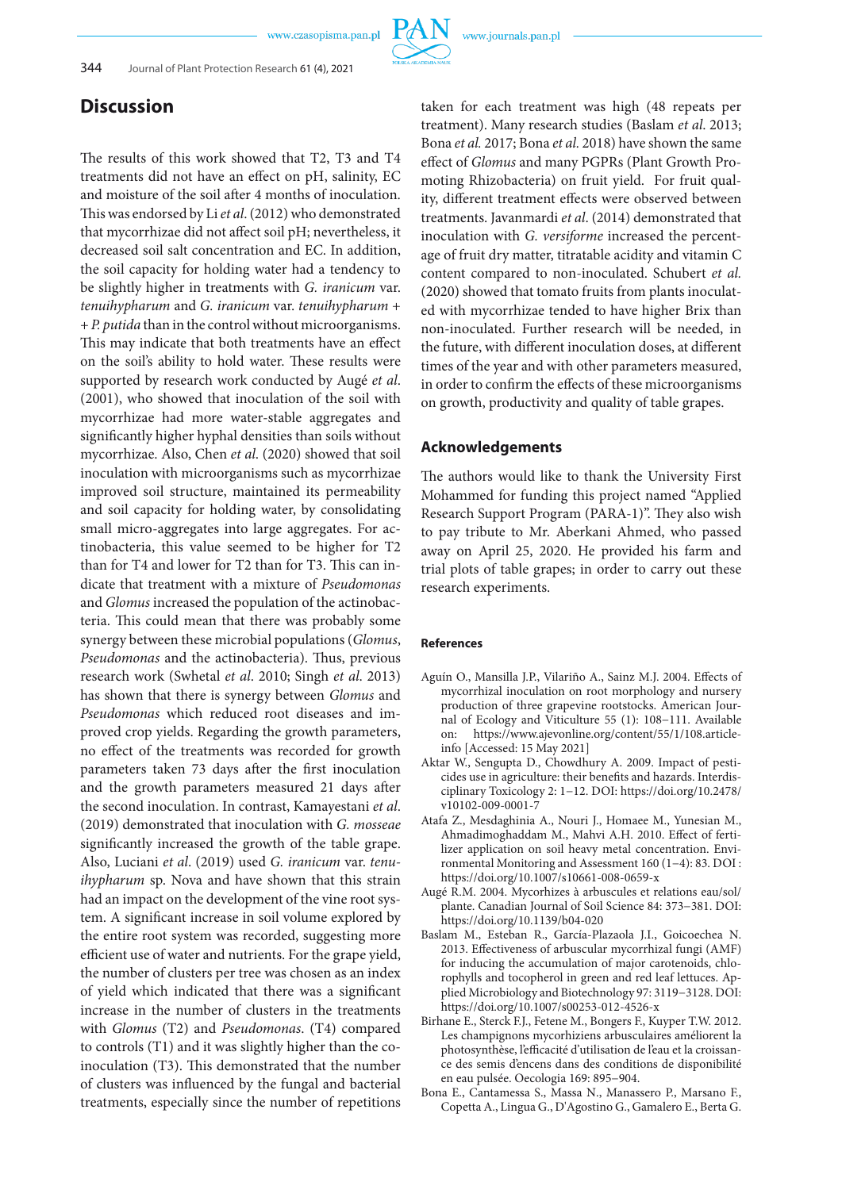## Discussion

The results of this work showed that T2, T3 and T4 treatments did not have an effect on pH, salinity, EC and moisture of the soil after 4 months of inoculation. This was endorsed by Li *et al*. (2012) who demonstrated that mycorrhizae did not affect soil pH; nevertheless, it decreased soil salt concentration and EC. In addition, the soil capacity for holding water had a tendency to be slightly higher in treatments with *G. iranicum* var. *tenuihypharum* and *G. iranicum* var. *tenuihypharum* + + *P. putida* than in the control without microorganisms. This may indicate that both treatments have an effect on the soil's ability to hold water. These results were supported by research work conducted by Augé *et al*. (2001), who showed that inoculation of the soil with mycorrhizae had more water-stable aggregates and significantly higher hyphal densities than soils without mycorrhizae. Also, Chen *et al*. (2020) showed that soil inoculation with microorganisms such as mycorrhizae improved soil structure, maintained its permeability and soil capacity for holding water, by consolidating small micro-aggregates into large aggregates. For actinobacteria, this value seemed to be higher for T2 than for T4 and lower for T2 than for T3. This can indicate that treatment with a mixture of *Pseudomonas* and *Glomus* increased the population of the actinobacteria. This could mean that there was probably some synergy between these microbial populations (*Glomus*, *Pseudomonas* and the actinobacteria). Thus, previous research work (Swhetal *et al*. 2010; Singh *et al*. 2013) has shown that there is synergy between *Glomus* and *Pseudomonas* which reduced root diseases and improved crop yields. Regarding the growth parameters, no effect of the treatments was recorded for growth parameters taken 73 days after the first inoculation and the growth parameters measured 21 days after the second inoculation. In contrast, Kamayestani *et al*. (2019) demonstrated that inoculation with *G. mosseae* significantly increased the growth of the table grape. Also, Luciani *et al*. (2019) used *G. iranicum* var. *tenuihypharum* sp. Nova and have shown that this strain had an impact on the development of the vine root system. A significant increase in soil volume explored by the entire root system was recorded, suggesting more efficient use of water and nutrients. For the grape yield, the number of clusters per tree was chosen as an index of yield which indicated that there was a significant increase in the number of clusters in the treatments with *Glomus* (T2) and *Pseudomonas*. (T4) compared to controls (T1) and it was slightly higher than the co-inoculation (T3). This demonstrated that the number of clusters was influenced by the fungal and bacterial treatments, especially since the number of repetitions taken for each treatment was high (48 repeats per treatment). Many research studies (Baslam *et al*. 2013; Bona *et al.* 2017; Bona *et al.* 2018) have shown the same effect of *Glomus* and many PGPRs (Plant Growth Promoting Rhizobacteria) on fruit yield. For fruit quality, different treatment effects were observed between treatments. Javanmardi *et al*. (2014) demonstrated that inoculation with *G. versiforme* increased the percentage of fruit dry matter, titratable acidity and vitamin C content compared to non-inoculated. Schubert *et al.* (2020) showed that tomato fruits from plants inoculated with mycorrhizae tended to have higher Brix than non-inoculated. Further research will be needed, in the future, with different inoculation doses, at different times of the year and with other parameters measured, in order to confirm the effects of these microorganisms on growth, productivity and quality of table grapes.

## Acknowledgements

The authors would like to thank the University First Mohammed for funding this project named "Applied Research Support Program (PARA-1)". They also wish to pay tribute to Mr. Aberkani Ahmed, who passed away on April 25, 2020. He provided his farm and trial plots of table grapes; in order to carry out these research experiments.

### References

Aguín O., Mansilla J.P., Vilariño A., Sainz M.J. 2004. Effects of mycorrhizal inoculation on root morphology and nursery production of three grapevine rootstocks. American Journal of Ecology and Viticulture 55 (1): 108–111. Available on: https://www.ajevonline.org/content/55/1/108.article-info [Accessed: 15 May 2021]

Aktar W., Sengupta D., Chowdhury A. 2009. Impact of pesticides use in agriculture: their benefits and hazards. Interdisciplinary Toxicology 2: 1–12. DOI: https://doi.org/10.2478/v10102-009-0001-7

Atafa Z., Mesdaghinia A., Nouri J., Homaee M., Yunesian M., Ahmadimoghaddam M., Mahvi A.H. 2010. Effect of fertilizer application on soil heavy metal concentration. Environmental Monitoring and Assessment 160 (1–4): 83. DOI: https://doi.org/10.1007/s10661-008-0659-x

Augé R.M. 2004. Mycorhizes à arbuscules et relations eau/sol/plante. Canadian Journal of Soil Science 84: 373–381. DOI: https://doi.org/10.1139/b04-020

Baslam M., Esteban R., García-Plazaola J.I., Goicoechea N. 2013. Effectiveness of arbuscular mycorrhizal fungi (AMF) for inducing the accumulation of major carotenoids, chlorophylls and tocopherol in green and red leaf lettuces. Applied Microbiology and Biotechnology 97: 3119–3128. DOI: https://doi.org/10.1007/s00253-012-4526-x

Birhane E., Sterck F.J., Fetene M., Bongers F., Kuyper T.W. 2012. Les champignons mycorhiziens arbusculaires améliorent la photosynthèse, l'efficacité d'utilisation de l'eau et la croissance des semis d'encens dans des conditions de disponibilité en eau pulsée. Oecologia 169: 895–904.

Bona E., Cantamessa S., Massa N., Manassero P., Marsano F., Copetta A., Lingua G., D'Agostino G., Gamalero E., Berta G.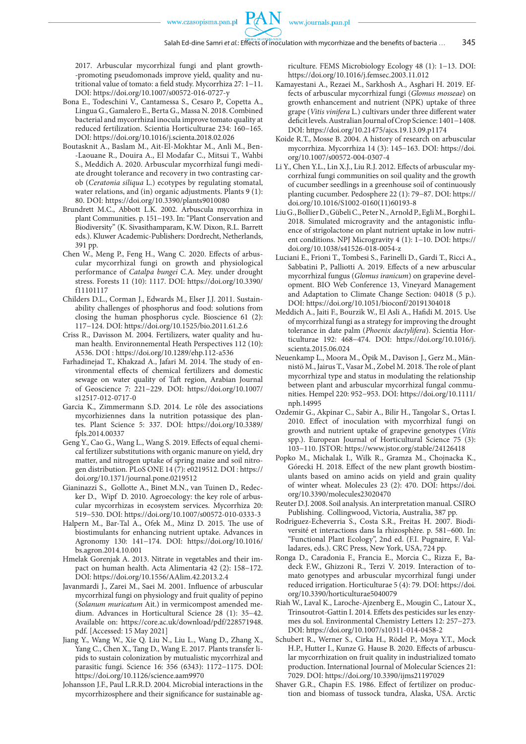2017. Arbuscular mycorrhizal fungi and plant growth-promoting pseudomonads improve yield, quality and nutritional value of tomato: a field study. Mycorrhiza 27: 1–11. DOI: https://doi.org/10.1007/s00572-016-0727-y

Bona E., Todeschini V., Cantamessa S., Cesaro P., Copetta A., Lingua G., Gamalero E., Berta G., Massa N. 2018. Combined bacterial and mycorrhizal inocula improve tomato quality at reduced fertilization. Scientia Horticulturae 234: 160–165. DOI: https://doi.org/10.1016/j.scienta.2018.02.026

Boutasknit A., Baslam M., Ait-El-Mokhtar M., Anli M., Ben-Laouane R., Douira A., El Modafar C., Mitsui T., Wahbi S., Meddich A. 2020. Arbuscular mycorrhizal fungi mediate drought tolerance and recovery in two contrasting carob (*Ceratonia siliqua* L.) ecotypes by regulating stomatal, water relations, and (in) organic adjustments. Plants 9 (1): 80. DOI: https://doi.org/10.3390/plants9010080

Brundrett M.C., Abbott L.K. 2002. Arbuscula mycorrhiza in plant Communities. p. 151–193. In: "Plant Conservation and Biodiversity" (K. Sivasithamparam, K.W. Dixon, R.L. Barrett eds.). Kluwer Academic-Publishers: Dordrecht, Netherlands, 391 pp.

Chen W., Meng P., Feng H., Wang C. 2020. Effects of arbuscular mycorrhizal fungi on growth and physiological performance of *Catalpa bungei* C.A. Mey. under drought stress. Forests 11 (10): 1117. DOI: https://doi.org/10.3390/f11101117

Childers D.L., Corman J., Edwards M., Elser J.J. 2011. Sustainability challenges of phosphorus and food: solutions from closing the human phosphorus cycle. Bioscience 61 (2): 117–124. DOI: https://doi.org/10.1525/bio.2011.61.2.6

Criss R., Davisson M. 2004. Fertilizers, water quality and human health. Environnemental Heath Perspectives 112 (10): A536. DOI : https://doi.org/10.1289/ehp.112-a536

Farhadinejad T., Khakzad A., Jafari M. 2014. The study of environmental effects of chemical fertilizers and domestic sewage on water quality of Taft region, Arabian Journal of Geoscience 7: 221–229. DOI: https://doi.org/10.1007/s12517-012-0717-0

Garcia K., Zimmermann S.D. 2014. Le rôle des associations mycorhiziennes dans la nutrition potassique des plantes. Plant Science 5: 337. DOI: https://doi.org/10.3389/fpls.2014.00337

Geng Y., Cao G., Wang L., Wang S. 2019. Effects of equal chemical fertilizer substitutions with organic manure on yield, dry matter, and nitrogen uptake of spring maize and soil nitrogen distribution. PLoS ONE 14 (7): e0219512. DOI : https://doi.org/10.1371/journal.pone.0219512

Gianinazzi S., Gollotte A., Binet M.N., van Tuinen D., Redecker D., Wipf D. 2010. Agroecology: the key role of arbuscular mycorrhizas in ecosystem services. Mycorrhiza 20: 519–530. DOI: https://doi.org/10.1007/s00572-010-0333-3

Halpern M., Bar-Tal A., Ofek M., Minz D. 2015. The use of biostimulants for enhancing nutrient uptake. Advances in Agronomy 130: 141–174. DOI: https://doi.org/10.1016/bs.agron.2014.10.001

Hmelak Gorenjak A. 2013. Nitrate in vegetables and their impact on human health. Acta Alimentaria 42 (2): 158–172. DOI: https://doi.org/10.1556/AAlim.42.2013.2.4

Javanmardi J., Zarei M., Saei M. 2001. Influence of arbuscular mycorrhizal fungi on physiology and fruit quality of pepino (*Solanum muricatum* Ait.) in vermicompost amended medium. Advances in Horticultural Science 28 (1): 35–42. Available on: https://core.ac.uk/download/pdf/228571948.pdf. [Accessed: 15 May 2021]

Jiang Y., Wang W., Xie Q. Liu N., Liu L., Wang D., Zhang X., Yang C., Chen X., Tang D., Wang E. 2017. Plants transfer lipids to sustain colonization by mutualistic mycorrhizal and parasitic fungi. Science 16: 356 (6343): 1172–1175. DOI: https://doi.org/10.1126/science.aam9970

Johansson J.F., Paul L.R.R.D. 2004. Microbial interactions in the mycorrhizosphere and their significance for sustainable agriculture. FEMS Microbiology Ecology 48 (1): 1–13. DOI: https://doi.org/10.1016/j.femsec.2003.11.012

Kamayestani A., Rezaei M., Sarkhosh A., Asghari H. 2019. Effects of arbuscular mycorrhizal fungi (*Glomus mosseae*) on growth enhancement and nutrient (NPK) uptake of three grape (*Vitis vinifera* L.) cultivars under three different water deficit levels. Australian Journal of Crop Science: 1401–1408. DOI: https://doi.org/10.21475/ajcs.19.13.09.p1174

Koide R.T., Mosse B. 2004. A history of research on arbuscular mycorrhiza. Mycorrhiza 14 (3): 145–163. DOI: https://doi.org/10.1007/s00572-004-0307-4

Li Y., Chen Y.L., Lin X.J., Liu R.J. 2012. Effects of arbuscular mycorrhizal fungi communities on soil quality and the growth of cucumber seedlings in a greenhouse soil of continuously planting cucumber. Pedosphere 22 (1): 79–87. DOI: https://doi.org/10.1016/S1002-0160(11)60193-8

Liu G., Bollier D., Gübeli C., Peter N., Arnold P., Egli M., Borghi L. 2018. Simulated microgravity and the antagonistic influence of strigolactone on plant nutrient uptake in low nutrient conditions. NPJ Microgravity 4 (1): 1–10. DOI: https://doi.org/10.1038/s41526-018-0054-z

Luciani E., Frioni T., Tombesi S., Farinelli D., Gardi T., Ricci A., Sabbatini P., Palliotti A. 2019. Effects of a new arbuscular mycorrhizal fungus (*Glomus iranicum*) on grapevine development. BIO Web Conference 13, Vineyard Management and Adaptation to Climate Change Section: 04018 (5 p.). DOI: https://doi.org/10.1051/bioconf/20191304018

Meddich A., Jaiti F., Bourzik W., El Asli A., Hafidi M. 2015. Use of mycorrhizal fungi as a strategy for improving the drought tolerance in date palm (*Phoenix dactylifera*). Scientia Horticulturae 192: 468–474. DOI: https://doi.org/10.1016/j.scienta.2015.06.024

Neuenkamp L., Moora M., Öpik M., Davison J., Gerz M., Männistö M., Jairus T., Vasar M., Zobel M. 2018. The role of plant mycorrhizal type and status in modulating the relationship between plant and arbuscular mycorrhizal fungal communities. Hempel 220: 952–953. DOI: https://doi.org/10.1111/nph.14995

Ozdemir G., Akpinar C., Sabir A., Bilir H., Tangolar S., Ortas I. 2010. Effect of inoculation with mycorrhizal fungi on growth and nutrient uptake of grapevine genotypes (*Vitis* spp.). European Journal of Horticultural Science 75 (3): 103–110. JSTOR: https://www.jstor.org/stable/24126418

Popko M., Michalak I., Wilk R., Gramza M., Chojnacka K., Górecki H. 2018. Effect of the new plant growth biostimulants based on amino acids on yield and grain quality of winter wheat. Molecules 23 (2): 470. DOI: https://doi.org/10.3390/molecules23020470

Reuter D.J. 2008. Soil analysis. An interpretation manual. CSIRO Publishing. Collingwood, Victoria, Australia, 387 pp.

Rodriguez-Echeverria S., Costa S.R., Freitas H. 2007. Biodiversité et interactions dans la rhizosphère. p. 581–600. In: "Functional Plant Ecology", 2nd ed. (F.I. Pugnaire, F. Valladares, eds.). CRC Press, New York, USA, 724 pp.

Ronga D., Caradonia F., Francia E., Morcia C., Rizza F., Badeck F.W., Ghizzoni R., Terzi V. 2019. Interaction of tomato genotypes and arbuscular mycorrhizal fungi under reduced irrigation. Horticulturae 5 (4): 79. DOI: https://doi.org/10.3390/horticulturae5040079

Riah W., Laval K., Laroche-Ajzenberg E., Mougin C., Latour X., Trinsoutrot-Gattin I. 2014. Effets des pesticides sur les enzymes du sol. Environmental Chemistry Letters 12: 257–273. DOI: https://doi.org/10.1007/s10311-014-0458-2

Schubert R., Werner S., Cirka H., Rödel P., Moya Y.T., Mock H.P., Hutter I., Kunze G. Hause B. 2020. Effects of arbuscular mycorrhization on fruit quality in industrialized tomato production. International Journal of Molecular Sciences 21: 7029. DOI: https://doi.org/10.3390/ijms21197029

Shaver G.R., Chapin F.S. 1986. Effect of fertilizer on production and biomass of tussock tundra, Alaska, USA. Arctic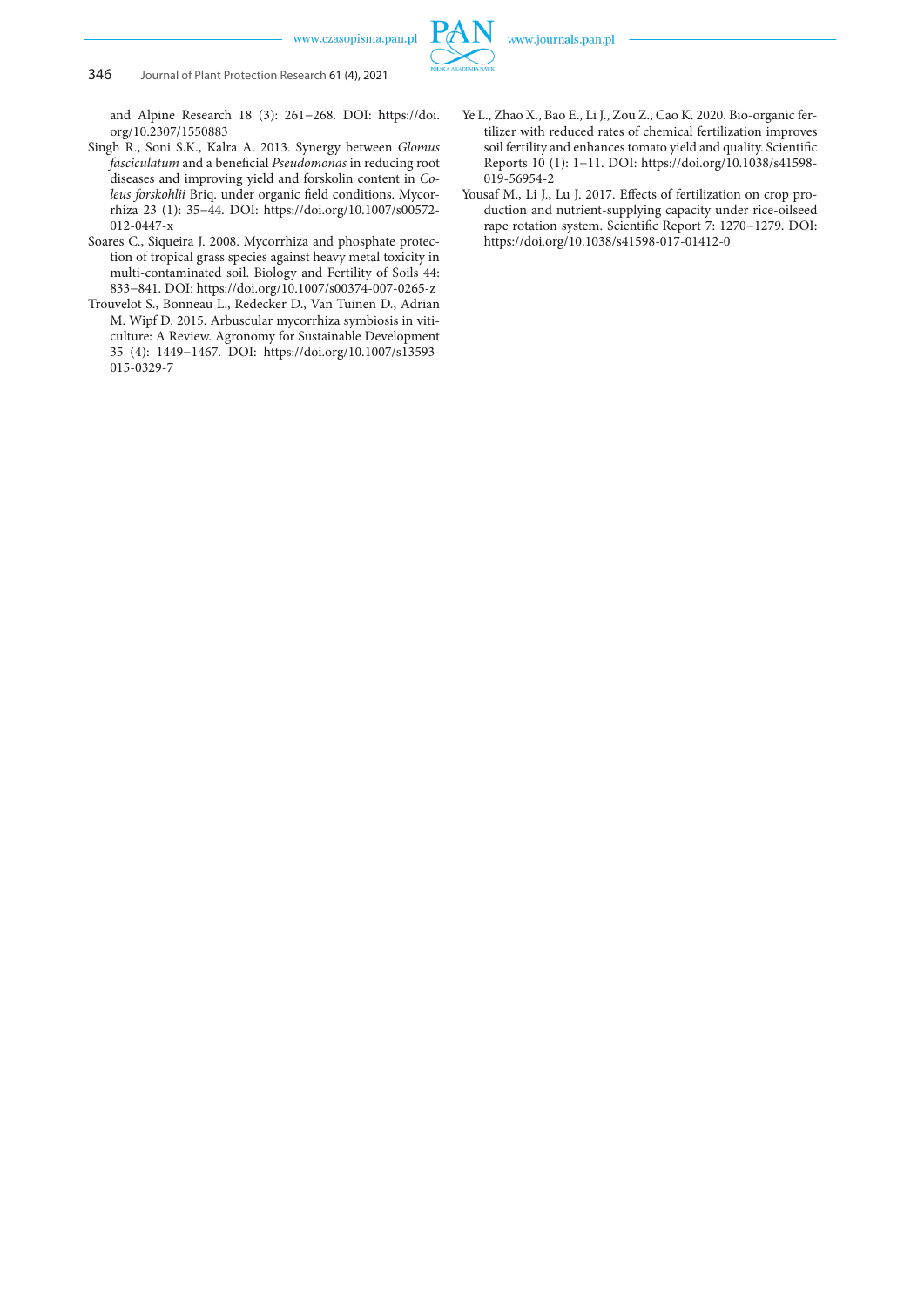and Alpine Research 18 (3): 261–268. DOI: https://doi.org/10.2307/1550883

Singh R., Soni S.K., Kalra A. 2013. Synergy between *Glomus fasciculatum* and a beneficial *Pseudomonas* in reducing root diseases and improving yield and forskolin content in *Coleus forskohlii* Briq. under organic field conditions. Mycorrhiza 23 (1): 35–44. DOI: https://doi.org/10.1007/s00572-012-0447-x

Soares C., Siqueira J. 2008. Mycorrhiza and phosphate protection of tropical grass species against heavy metal toxicity in multi-contaminated soil. Biology and Fertility of Soils 44: 833–841. DOI: https://doi.org/10.1007/s00374-007-0265-z

Trouvelot S., Bonneau L., Redecker D., Van Tuinen D., Adrian M. Wipf D. 2015. Arbuscular mycorrhiza symbiosis in viticulture: A Review. Agronomy for Sustainable Development 35 (4): 1449–1467. DOI: https://doi.org/10.1007/s13593-015-0329-7

Ye L., Zhao X., Bao E., Li J., Zou Z., Cao K. 2020. Bio-organic fertilizer with reduced rates of chemical fertilization improves soil fertility and enhances tomato yield and quality. Scientific Reports 10 (1): 1–11. DOI: https://doi.org/10.1038/s41598-019-56954-2

Yousaf M., Li J., Lu J. 2017. Effects of fertilization on crop production and nutrient-supplying capacity under rice-oilseed rape rotation system. Scientific Report 7: 1270–1279. DOI: https://doi.org/10.1038/s41598-017-01412-0